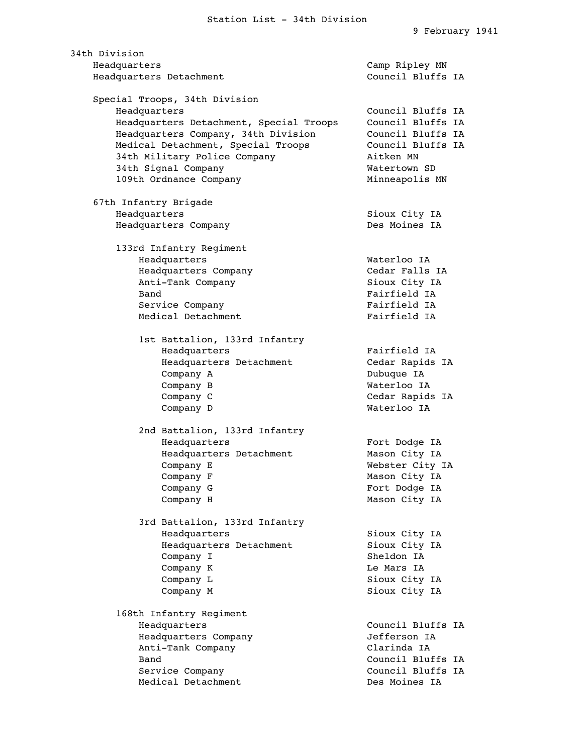# Station List - 34th Division

9 February 1941

## 34th Division

| Unit | Station |
|---|---|
| Headquarters | Camp Ripley MN |
| Headquarters Detachment | Council Bluffs IA |

### Special Troops, 34th Division

| Unit | Station |
|---|---|
| Headquarters | Council Bluffs IA |
| Headquarters Detachment, Special Troops | Council Bluffs IA |
| Headquarters Company, 34th Division | Council Bluffs IA |
| Medical Detachment, Special Troops | Council Bluffs IA |
| 34th Military Police Company | Aitken MN |
| 34th Signal Company | Watertown SD |
| 109th Ordnance Company | Minneapolis MN |

### 67th Infantry Brigade

| Unit | Station |
|---|---|
| Headquarters | Sioux City IA |
| Headquarters Company | Des Moines IA |

#### 133rd Infantry Regiment

| Unit | Station |
|---|---|
| Headquarters | Waterloo IA |
| Headquarters Company | Cedar Falls IA |
| Anti-Tank Company | Sioux City IA |
| Band | Fairfield IA |
| Service Company | Fairfield IA |
| Medical Detachment | Fairfield IA |

##### 1st Battalion, 133rd Infantry

| Unit | Station |
|---|---|
| Headquarters | Fairfield IA |
| Headquarters Detachment | Cedar Rapids IA |
| Company A | Dubuque IA |
| Company B | Waterloo IA |
| Company C | Cedar Rapids IA |
| Company D | Waterloo IA |

##### 2nd Battalion, 133rd Infantry

| Unit | Station |
|---|---|
| Headquarters | Fort Dodge IA |
| Headquarters Detachment | Mason City IA |
| Company E | Webster City IA |
| Company F | Mason City IA |
| Company G | Fort Dodge IA |
| Company H | Mason City IA |

##### 3rd Battalion, 133rd Infantry

| Unit | Station |
|---|---|
| Headquarters | Sioux City IA |
| Headquarters Detachment | Sioux City IA |
| Company I | Sheldon IA |
| Company K | Le Mars IA |
| Company L | Sioux City IA |
| Company M | Sioux City IA |

#### 168th Infantry Regiment

| Unit | Station |
|---|---|
| Headquarters | Council Bluffs IA |
| Headquarters Company | Jefferson IA |
| Anti-Tank Company | Clarinda IA |
| Band | Council Bluffs IA |
| Service Company | Council Bluffs IA |
| Medical Detachment | Des Moines IA |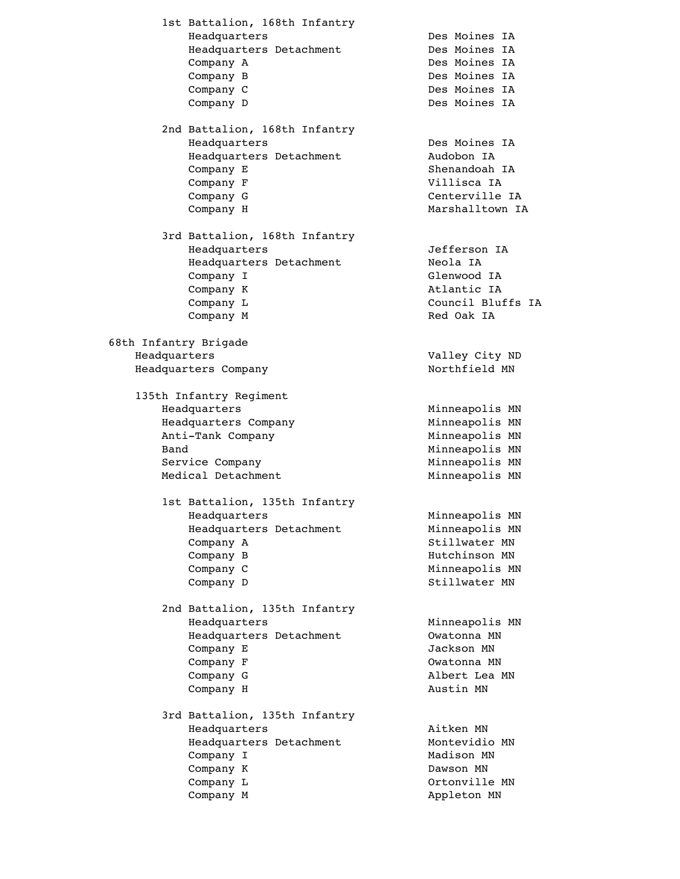1st Battalion, 168th Infantry

| Unit | Location |
|---|---|
| Headquarters | Des Moines IA |
| Headquarters Detachment | Des Moines IA |
| Company A | Des Moines IA |
| Company B | Des Moines IA |
| Company C | Des Moines IA |
| Company D | Des Moines IA |

2nd Battalion, 168th Infantry

| Unit | Location |
|---|---|
| Headquarters | Des Moines IA |
| Headquarters Detachment | Audobon IA |
| Company E | Shenandoah IA |
| Company F | Villisca IA |
| Company G | Centerville IA |
| Company H | Marshalltown IA |

3rd Battalion, 168th Infantry

| Unit | Location |
|---|---|
| Headquarters | Jefferson IA |
| Headquarters Detachment | Neola IA |
| Company I | Glenwood IA |
| Company K | Atlantic IA |
| Company L | Council Bluffs IA |
| Company M | Red Oak IA |

68th Infantry Brigade

| Unit | Location |
|---|---|
| Headquarters | Valley City ND |
| Headquarters Company | Northfield MN |

135th Infantry Regiment

| Unit | Location |
|---|---|
| Headquarters | Minneapolis MN |
| Headquarters Company | Minneapolis MN |
| Anti-Tank Company | Minneapolis MN |
| Band | Minneapolis MN |
| Service Company | Minneapolis MN |
| Medical Detachment | Minneapolis MN |

1st Battalion, 135th Infantry

| Unit | Location |
|---|---|
| Headquarters | Minneapolis MN |
| Headquarters Detachment | Minneapolis MN |
| Company A | Stillwater MN |
| Company B | Hutchinson MN |
| Company C | Minneapolis MN |
| Company D | Stillwater MN |

2nd Battalion, 135th Infantry

| Unit | Location |
|---|---|
| Headquarters | Minneapolis MN |
| Headquarters Detachment | Owatonna MN |
| Company E | Jackson MN |
| Company F | Owatonna MN |
| Company G | Albert Lea MN |
| Company H | Austin MN |

3rd Battalion, 135th Infantry

| Unit | Location |
|---|---|
| Headquarters | Aitken MN |
| Headquarters Detachment | Montevidio MN |
| Company I | Madison MN |
| Company K | Dawson MN |
| Company L | Ortonville MN |
| Company M | Appleton MN |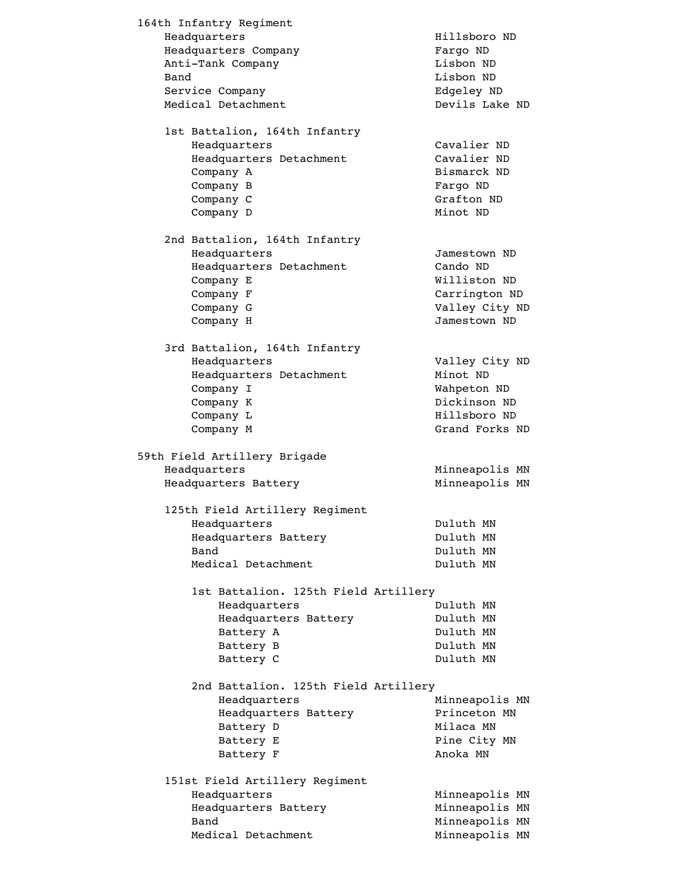```
164th Infantry Regiment
    Headquarters                        Hillsboro ND
    Headquarters Company                Fargo ND
    Anti-Tank Company                   Lisbon ND
    Band                                Lisbon ND
    Service Company                     Edgeley ND
    Medical Detachment                  Devils Lake ND

    1st Battalion, 164th Infantry
        Headquarters                    Cavalier ND
        Headquarters Detachment         Cavalier ND
        Company A                       Bismarck ND
        Company B                       Fargo ND
        Company C                       Grafton ND
        Company D                       Minot ND

    2nd Battalion, 164th Infantry
        Headquarters                    Jamestown ND
        Headquarters Detachment         Cando ND
        Company E                       Williston ND
        Company F                       Carrington ND
        Company G                       Valley City ND
        Company H                       Jamestown ND

    3rd Battalion, 164th Infantry
        Headquarters                    Valley City ND
        Headquarters Detachment         Minot ND
        Company I                       Wahpeton ND
        Company K                       Dickinson ND
        Company L                       Hillsboro ND
        Company M                       Grand Forks ND

59th Field Artillery Brigade
    Headquarters                        Minneapolis MN
    Headquarters Battery                Minneapolis MN

    125th Field Artillery Regiment
        Headquarters                    Duluth MN
        Headquarters Battery            Duluth MN
        Band                            Duluth MN
        Medical Detachment              Duluth MN

        1st Battalion. 125th Field Artillery
            Headquarters                Duluth MN
            Headquarters Battery        Duluth MN
            Battery A                   Duluth MN
            Battery B                   Duluth MN
            Battery C                   Duluth MN

        2nd Battalion. 125th Field Artillery
            Headquarters                Minneapolis MN
            Headquarters Battery        Princeton MN
            Battery D                   Milaca MN
            Battery E                   Pine City MN
            Battery F                   Anoka MN

    151st Field Artillery Regiment
        Headquarters                    Minneapolis MN
        Headquarters Battery            Minneapolis MN
        Band                            Minneapolis MN
        Medical Detachment              Minneapolis MN
```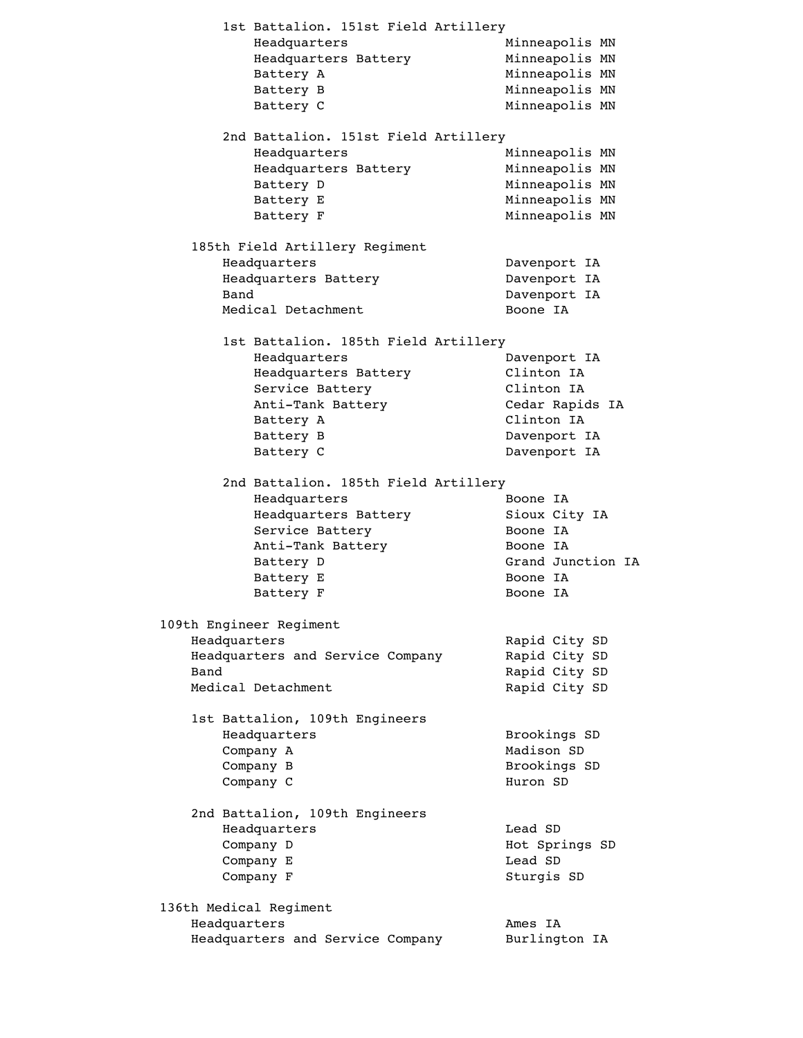```
        1st Battalion. 151st Field Artillery
            Headquarters                        Minneapolis MN
            Headquarters Battery                Minneapolis MN
            Battery A                           Minneapolis MN
            Battery B                           Minneapolis MN
            Battery C                           Minneapolis MN

        2nd Battalion. 151st Field Artillery
            Headquarters                        Minneapolis MN
            Headquarters Battery                Minneapolis MN
            Battery D                           Minneapolis MN
            Battery E                           Minneapolis MN
            Battery F                           Minneapolis MN

    185th Field Artillery Regiment
        Headquarters                            Davenport IA
        Headquarters Battery                    Davenport IA
        Band                                    Davenport IA
        Medical Detachment                      Boone IA

        1st Battalion. 185th Field Artillery
            Headquarters                        Davenport IA
            Headquarters Battery                Clinton IA
            Service Battery                     Clinton IA
            Anti-Tank Battery                   Cedar Rapids IA
            Battery A                           Clinton IA
            Battery B                           Davenport IA
            Battery C                           Davenport IA

        2nd Battalion. 185th Field Artillery
            Headquarters                        Boone IA
            Headquarters Battery                Sioux City IA
            Service Battery                     Boone IA
            Anti-Tank Battery                   Boone IA
            Battery D                           Grand Junction IA
            Battery E                           Boone IA
            Battery F                           Boone IA

109th Engineer Regiment
    Headquarters                                Rapid City SD
    Headquarters and Service Company            Rapid City SD
    Band                                        Rapid City SD
    Medical Detachment                          Rapid City SD

    1st Battalion, 109th Engineers
        Headquarters                            Brookings SD
        Company A                               Madison SD
        Company B                               Brookings SD
        Company C                               Huron SD

    2nd Battalion, 109th Engineers
        Headquarters                            Lead SD
        Company D                               Hot Springs SD
        Company E                               Lead SD
        Company F                               Sturgis SD

136th Medical Regiment
    Headquarters                                Ames IA
    Headquarters and Service Company            Burlington IA
```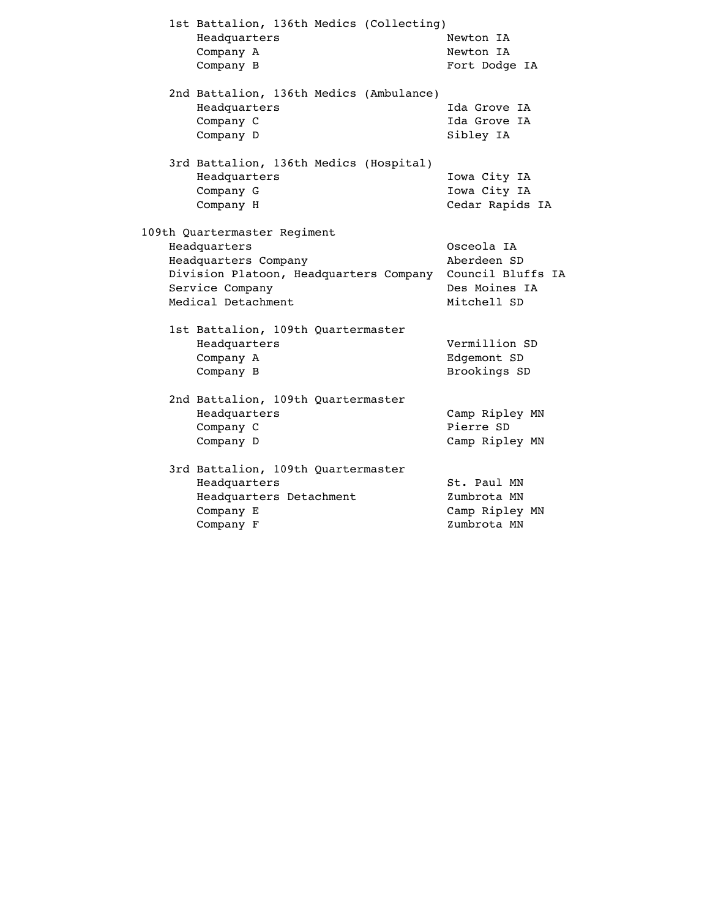```
    1st Battalion, 136th Medics (Collecting)
        Headquarters                          Newton IA
        Company A                             Newton IA
        Company B                             Fort Dodge IA

    2nd Battalion, 136th Medics (Ambulance)
        Headquarters                          Ida Grove IA
        Company C                             Ida Grove IA
        Company D                             Sibley IA

    3rd Battalion, 136th Medics (Hospital)
        Headquarters                          Iowa City IA
        Company G                             Iowa City IA
        Company H                             Cedar Rapids IA

109th Quartermaster Regiment
    Headquarters                              Osceola IA
    Headquarters Company                      Aberdeen SD
    Division Platoon, Headquarters Company    Council Bluffs IA
    Service Company                           Des Moines IA
    Medical Detachment                        Mitchell SD

    1st Battalion, 109th Quartermaster
        Headquarters                          Vermillion SD
        Company A                             Edgemont SD
        Company B                             Brookings SD

    2nd Battalion, 109th Quartermaster
        Headquarters                          Camp Ripley MN
        Company C                             Pierre SD
        Company D                             Camp Ripley MN

    3rd Battalion, 109th Quartermaster
        Headquarters                          St. Paul MN
        Headquarters Detachment               Zumbrota MN
        Company E                             Camp Ripley MN
        Company F                             Zumbrota MN
```